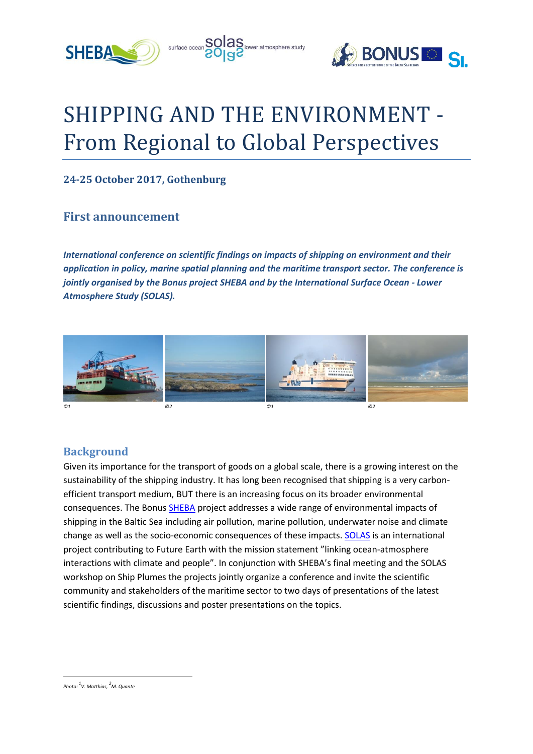# SHIPPING AND THE ENVIRONMENT - From Regional to Global Perspectives

**24-25 October 2017, Gothenburg**

## First announcement

***International conference on scientific findings on impacts of shipping on environment and their application in policy, marine spatial planning and the maritime transport sector. The conference is jointly organised by the Bonus project SHEBA and by the International Surface Ocean - Lower Atmosphere Study (SOLAS).***

*©1* *©2* *©1* *©2*

## Background

Given its importance for the transport of goods on a global scale, there is a growing interest on the sustainability of the shipping industry. It has long been recognised that shipping is a very carbon-efficient transport medium, BUT there is an increasing focus on its broader environmental consequences. The Bonus SHEBA project addresses a wide range of environmental impacts of shipping in the Baltic Sea including air pollution, marine pollution, underwater noise and climate change as well as the socio-economic consequences of these impacts. SOLAS is an international project contributing to Future Earth with the mission statement "linking ocean-atmosphere interactions with climate and people". In conjunction with SHEBA's final meeting and the SOLAS workshop on Ship Plumes the projects jointly organize a conference and invite the scientific community and stakeholders of the maritime sector to two days of presentations of the latest scientific findings, discussions and poster presentations on the topics.

*Photo: [1]V. Matthias, [2]M. Quante*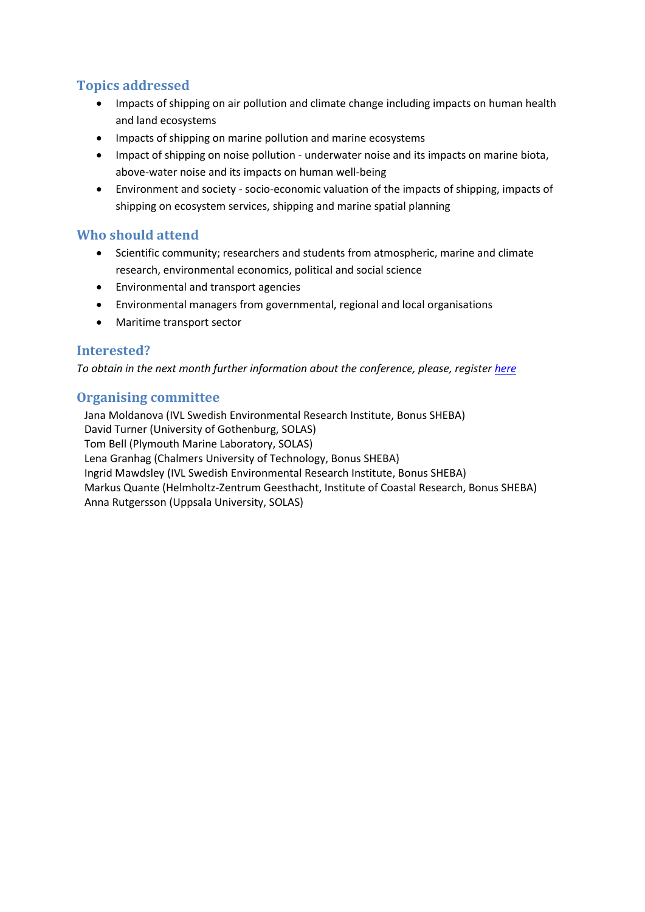## Topics addressed

- Impacts of shipping on air pollution and climate change including impacts on human health and land ecosystems
- Impacts of shipping on marine pollution and marine ecosystems
- Impact of shipping on noise pollution - underwater noise and its impacts on marine biota, above-water noise and its impacts on human well-being
- Environment and society - socio-economic valuation of the impacts of shipping, impacts of shipping on ecosystem services, shipping and marine spatial planning

## Who should attend

- Scientific community; researchers and students from atmospheric, marine and climate research, environmental economics, political and social science
- Environmental and transport agencies
- Environmental managers from governmental, regional and local organisations
- Maritime transport sector

## Interested?

*To obtain in the next month further information about the conference, please, register here*

## Organising committee

Jana Moldanova (IVL Swedish Environmental Research Institute, Bonus SHEBA)
David Turner (University of Gothenburg, SOLAS)
Tom Bell (Plymouth Marine Laboratory, SOLAS)
Lena Granhag (Chalmers University of Technology, Bonus SHEBA)
Ingrid Mawdsley (IVL Swedish Environmental Research Institute, Bonus SHEBA)
Markus Quante (Helmholtz-Zentrum Geesthacht, Institute of Coastal Research, Bonus SHEBA)
Anna Rutgersson (Uppsala University, SOLAS)